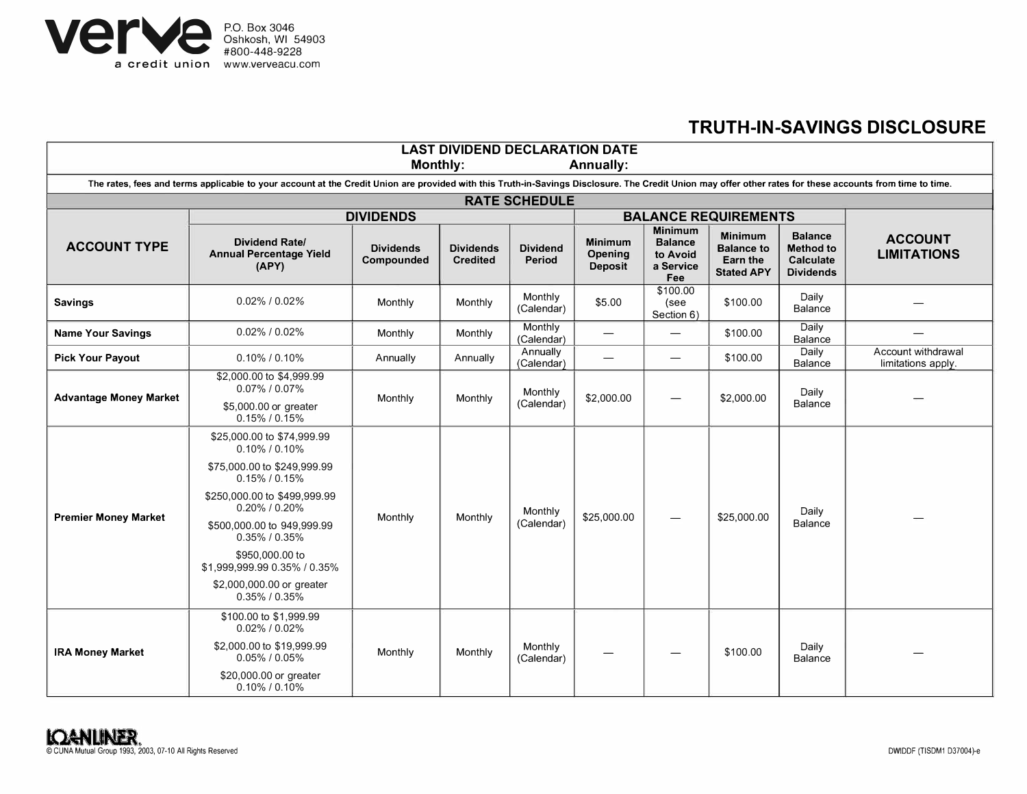**verve** a credit union

P.O. Box 3046
Oshkosh, WI 54903
#800-448-9228
www.verveacu.com

# TRUTH-IN-SAVINGS DISCLOSURE

**LAST DIVIDEND DECLARATION DATE**
**Monthly:** **Annually:**

The rates, fees and terms applicable to your account at the Credit Union are provided with this Truth-in-Savings Disclosure. The Credit Union may offer other rates for these accounts from time to time.

## RATE SCHEDULE

| ACCOUNT TYPE | DIVIDENDS | | | | BALANCE REQUIREMENTS | | | | ACCOUNT LIMITATIONS |
|---|---|---|---|---|---|---|---|---|---|
| | Dividend Rate/ Annual Percentage Yield (APY) | Dividends Compounded | Dividends Credited | Dividend Period | Minimum Opening Deposit | Minimum Balance to Avoid a Service Fee | Minimum Balance to Earn the Stated APY | Balance Method to Calculate Dividends | |
| **Savings** | 0.02% / 0.02% | Monthly | Monthly | Monthly (Calendar) | $5.00 | $100.00 (see Section 6) | $100.00 | Daily Balance | — |
| **Name Your Savings** | 0.02% / 0.02% | Monthly | Monthly | Monthly (Calendar) | — | — | $100.00 | Daily Balance | — |
| **Pick Your Payout** | 0.10% / 0.10% | Annually | Annually | Annually (Calendar) | — | — | $100.00 | Daily Balance | Account withdrawal limitations apply. |
| **Advantage Money Market** | $2,000.00 to $4,999.99 0.07% / 0.07%<br>$5,000.00 or greater 0.15% / 0.15% | Monthly | Monthly | Monthly (Calendar) | $2,000.00 | — | $2,000.00 | Daily Balance | — |
| **Premier Money Market** | $25,000.00 to $74,999.99 0.10% / 0.10%<br>$75,000.00 to $249,999.99 0.15% / 0.15%<br>$250,000.00 to $499,999.99 0.20% / 0.20%<br>$500,000.00 to 949,999.99 0.35% / 0.35%<br>$950,000.00 to $1,999,999.99 0.35% / 0.35%<br>$2,000,000.00 or greater 0.35% / 0.35% | Monthly | Monthly | Monthly (Calendar) | $25,000.00 | — | $25,000.00 | Daily Balance | — |
| **IRA Money Market** | $100.00 to $1,999.99 0.02% / 0.02%<br>$2,000.00 to $19,999.99 0.05% / 0.05%<br>$20,000.00 or greater 0.10% / 0.10% | Monthly | Monthly | Monthly (Calendar) | — | — | $100.00 | Daily Balance | — |

LOANLINER.
© CUNA Mutual Group 1993, 2003, 07-10 All Rights Reserved

DWIDDF (TISDM1 D37004)-e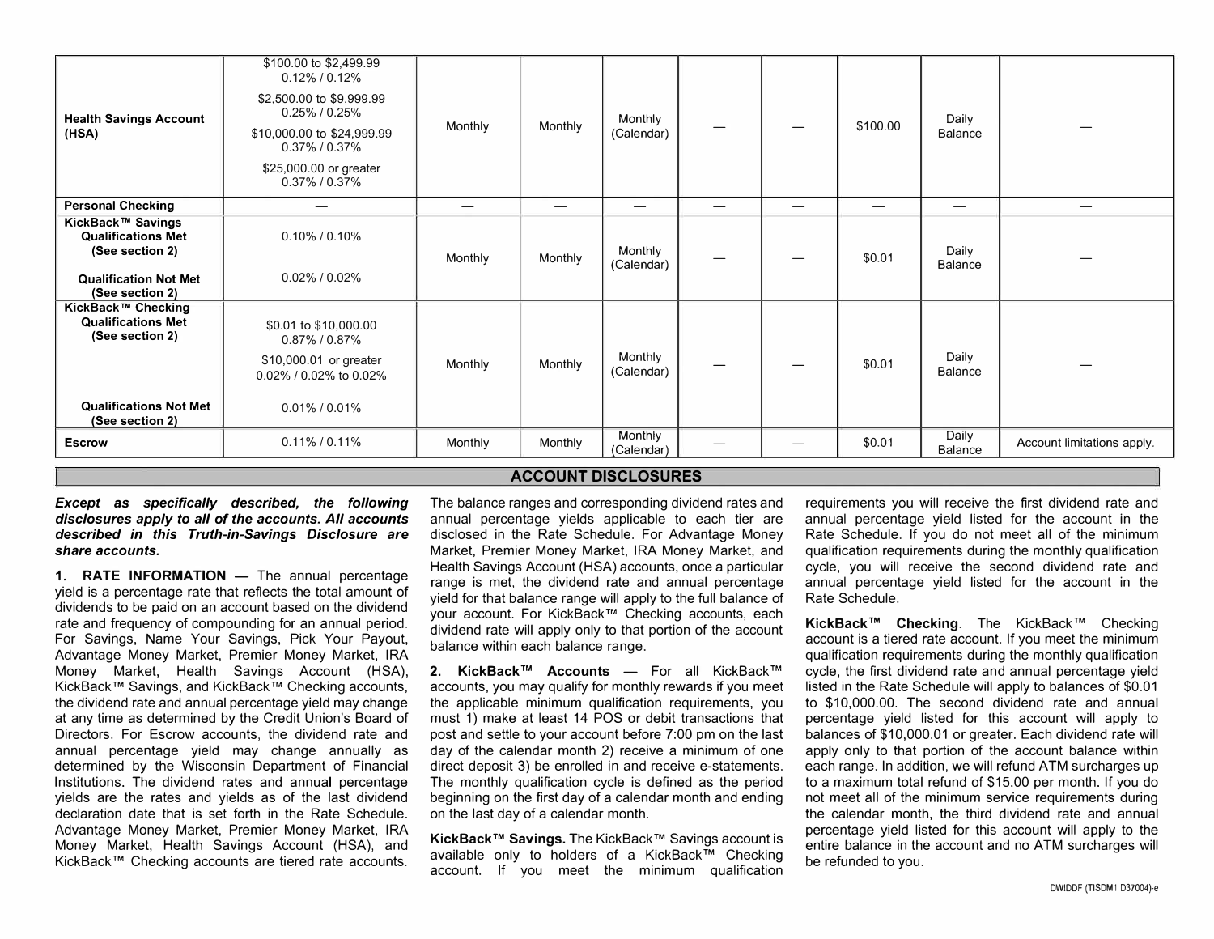| | | | | | | | | | |
|---|---|---|---|---|---|---|---|---|---|
| **Health Savings Account (HSA)** | $100.00 to $2,499.99<br>0.12% / 0.12%<br>$2,500.00 to $9,999.99<br>0.25% / 0.25%<br>$10,000.00 to $24,999.99<br>0.37% / 0.37%<br>$25,000.00 or greater<br>0.37% / 0.37% | Monthly | Monthly | Monthly (Calendar) | — | — | $100.00 | Daily Balance | — |
| **Personal Checking** | — | — | — | — | — | — | — | — | — |
| **KickBack™ Savings**<br>**Qualifications Met (See section 2)**<br>**Qualification Not Met (See section 2)** | 0.10% / 0.10%<br>0.02% / 0.02% | Monthly | Monthly | Monthly (Calendar) | — | — | $0.01 | Daily Balance | — |
| **KickBack™ Checking**<br>**Qualifications Met (See section 2)**<br>**Qualifications Not Met (See section 2)** | $0.01 to $10,000.00<br>0.87% / 0.87%<br>$10,000.01 or greater<br>0.02% / 0.02% to 0.02%<br>0.01% / 0.01% | Monthly | Monthly | Monthly (Calendar) | — | — | $0.01 | Daily Balance | — |
| **Escrow** | 0.11% / 0.11% | Monthly | Monthly | Monthly (Calendar) | — | — | $0.01 | Daily Balance | Account limitations apply. |

## ACCOUNT DISCLOSURES

***Except as specifically described, the following disclosures apply to all of the accounts. All accounts described in this Truth-in-Savings Disclosure are share accounts.***

**1. RATE INFORMATION —** The annual percentage yield is a percentage rate that reflects the total amount of dividends to be paid on an account based on the dividend rate and frequency of compounding for an annual period. For Savings, Name Your Savings, Pick Your Payout, Advantage Money Market, Premier Money Market, IRA Money Market, Health Savings Account (HSA), KickBack™ Savings, and KickBack™ Checking accounts, the dividend rate and annual percentage yield may change at any time as determined by the Credit Union's Board of Directors. For Escrow accounts, the dividend rate and annual percentage yield may change annually as determined by the Wisconsin Department of Financial Institutions. The dividend rates and annual percentage yields are the rates and yields as of the last dividend declaration date that is set forth in the Rate Schedule. Advantage Money Market, Premier Money Market, IRA Money Market, Health Savings Account (HSA), and KickBack™ Checking accounts are tiered rate accounts. The balance ranges and corresponding dividend rates and annual percentage yields applicable to each tier are disclosed in the Rate Schedule. For Advantage Money Market, Premier Money Market, IRA Money Market, and Health Savings Account (HSA) accounts, once a particular range is met, the dividend rate and annual percentage yield for that balance range will apply to the full balance of your account. For KickBack™ Checking accounts, each dividend rate will apply only to that portion of the account balance within each balance range.

**2. KickBack™ Accounts —** For all KickBack™ accounts, you may qualify for monthly rewards if you meet the applicable minimum qualification requirements, you must 1) make at least 14 POS or debit transactions that post and settle to your account before 7:00 pm on the last day of the calendar month 2) receive a minimum of one direct deposit 3) be enrolled in and receive e-statements. The monthly qualification cycle is defined as the period beginning on the first day of a calendar month and ending on the last day of a calendar month.

**KickBack™ Savings.** The KickBack™ Savings account is available only to holders of a KickBack™ Checking account. If you meet the minimum qualification requirements you will receive the first dividend rate and annual percentage yield listed for the account in the Rate Schedule. If you do not meet all of the minimum qualification requirements during the monthly qualification cycle, you will receive the second dividend rate and annual percentage yield listed for the account in the Rate Schedule.

**KickBack™ Checking**. The KickBack™ Checking account is a tiered rate account. If you meet the minimum qualification requirements during the monthly qualification cycle, the first dividend rate and annual percentage yield listed in the Rate Schedule will apply to balances of $0.01 to $10,000.00. The second dividend rate and annual percentage yield listed for this account will apply to balances of $10,000.01 or greater. Each dividend rate will apply only to that portion of the account balance within each range. In addition, we will refund ATM surcharges up to a maximum total refund of $15.00 per month. If you do not meet all of the minimum service requirements during the calendar month, the third dividend rate and annual percentage yield listed for this account will apply to the entire balance in the account and no ATM surcharges will be refunded to you.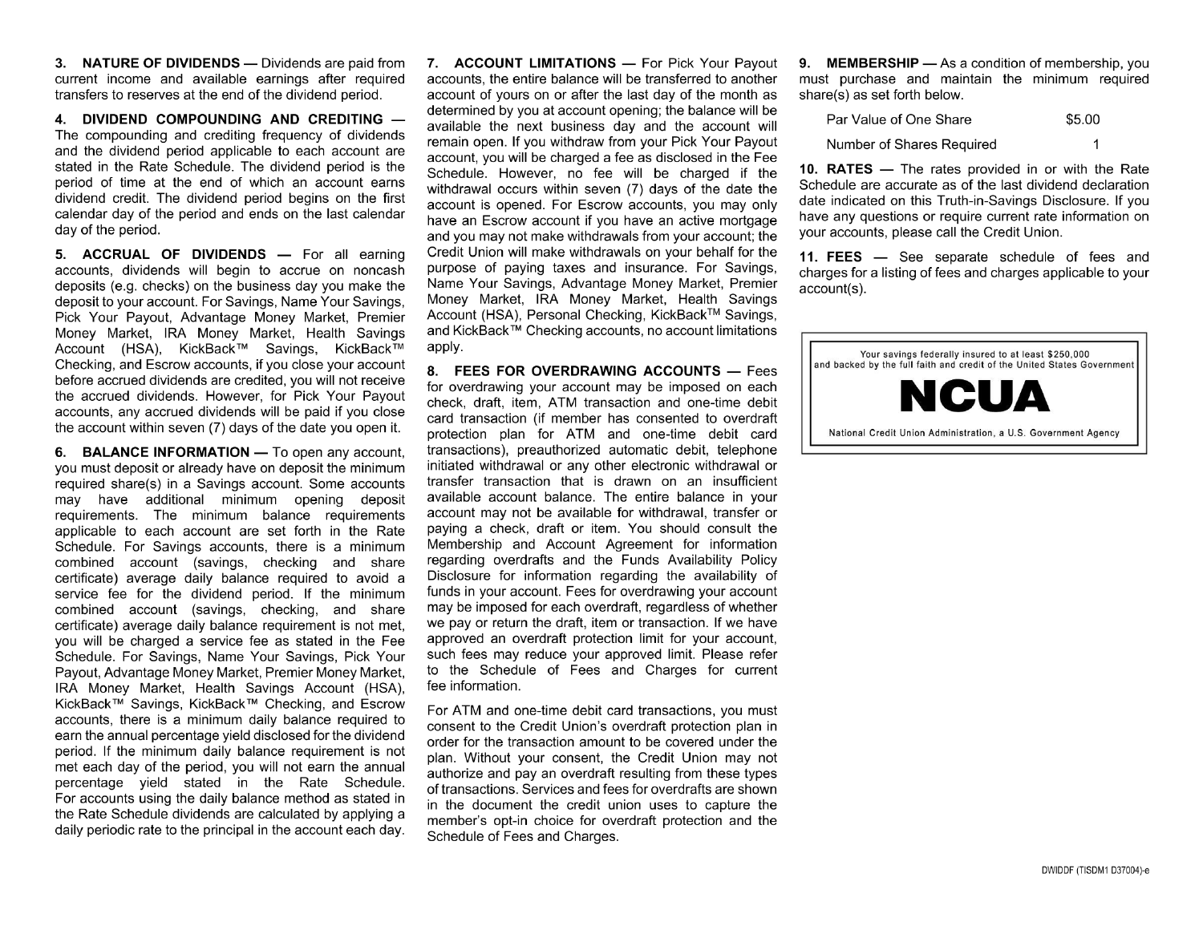**3. NATURE OF DIVIDENDS** — Dividends are paid from current income and available earnings after required transfers to reserves at the end of the dividend period.

**4. DIVIDEND COMPOUNDING AND CREDITING** — The compounding and crediting frequency of dividends and the dividend period applicable to each account are stated in the Rate Schedule. The dividend period is the period of time at the end of which an account earns dividend credit. The dividend period begins on the first calendar day of the period and ends on the last calendar day of the period.

**5. ACCRUAL OF DIVIDENDS** — For all earning accounts, dividends will begin to accrue on noncash deposits (e.g. checks) on the business day you make the deposit to your account. For Savings, Name Your Savings, Pick Your Payout, Advantage Money Market, Premier Money Market, IRA Money Market, Health Savings Account (HSA), KickBack™ Savings, KickBack™ Checking, and Escrow accounts, if you close your account before accrued dividends are credited, you will not receive the accrued dividends. However, for Pick Your Payout accounts, any accrued dividends will be paid if you close the account within seven (7) days of the date you open it.

**6. BALANCE INFORMATION** — To open any account, you must deposit or already have on deposit the minimum required share(s) in a Savings account. Some accounts may have additional minimum opening deposit requirements. The minimum balance requirements applicable to each account are set forth in the Rate Schedule. For Savings Accounts, there is a minimum combined account (savings, checking and share certificate) average daily balance required to avoid a service fee for the dividend period. If the minimum combined account (savings, checking, and share certificate) average daily balance requirement is not met, you will be charged a service fee as stated in the Fee Schedule. For Savings, Name Your Savings, Pick Your Payout, Advantage Money Market, Premier Money Market, IRA Money Market, Health Savings Account (HSA), KickBack™ Savings, KickBack™ Checking, and Escrow accounts, there is a minimum daily balance required to earn the annual percentage yield disclosed for the dividend period. If the minimum daily balance requirement is not met each day of the period, you will not earn the annual percentage yield stated in the Rate Schedule. For accounts using the daily balance method as stated in the Rate Schedule dividends are calculated by applying a daily periodic rate to the principal in the account each day.

**7. ACCOUNT LIMITATIONS** — For Pick Your Payout accounts, the entire balance will be transferred to another account of yours on or after the last day of the month as determined by you at account opening; the balance will be available the next business day and the account will remain open. If you withdraw from your Pick Your Payout account, you will be charged a fee as disclosed in the Fee Schedule. However, no fee will be charged if the withdrawal occurs within seven (7) days of the date the account is opened. For Escrow accounts, you may only have an Escrow account if you have an active mortgage and you may not make withdrawals from your account; the Credit Union will make withdrawals on your behalf for the purpose of paying taxes and insurance. For Savings, Name Your Savings, Advantage Money Market, Premier Money Market, IRA Money Market, Health Savings Account (HSA), Personal Checking, KickBack™ Savings, and KickBack™ Checking accounts, no account limitations apply.

**8. FEES FOR OVERDRAWING ACCOUNTS** — Fees for overdrawing your account may be imposed on each check, draft, item, ATM transaction and one-time debit card transaction (if member has consented to overdraft protection plan for ATM and one-time debit card transactions), preauthorized automatic debit, telephone initiated withdrawal or any other electronic withdrawal or transfer transaction that is drawn on an insufficient available account balance. The entire balance in your account may not be available for withdrawal, transfer or paying a check, draft or item. You should consult the Membership and Account Agreement for information regarding overdrafts and the Funds Availability Policy Disclosure for information regarding the availability of funds in your account. Fees for overdrawing your account may be imposed for each overdraft, regardless of whether we pay or return the draft, item or transaction. If we have approved an overdraft protection limit for your account, such fees may reduce your approved limit. Please refer to the Schedule of Fees and Charges for current fee information.

For ATM and one-time debit card transactions, you must consent to the Credit Union's overdraft protection plan in order for the transaction amount to be covered under the plan. Without your consent, the Credit Union may not authorize and pay an overdraft resulting from these types of transactions. Services and fees for overdrafts are shown in the document the credit union uses to capture the member's opt-in choice for overdraft protection and the Schedule of Fees and Charges.

**9. MEMBERSHIP** — As a condition of membership, you must purchase and maintain the minimum required share(s) as set forth below.

| | |
|---|---|
| Par Value of One Share | $5.00 |
| Number of Shares Required | 1 |

**10. RATES** — The rates provided in or with the Rate Schedule are accurate as of the last dividend declaration date indicated on this Truth-in-Savings Disclosure. If you have any questions or require current rate information on your accounts, please call the Credit Union.

**11. FEES** — See separate schedule of fees and charges for a listing of fees and charges applicable to your account(s).

Your savings federally insured to at least $250,000
and backed by the full faith and credit of the United States Government

**NCUA**

National Credit Union Administration, a U.S. Government Agency

DWIDDF (TISDM1 D37004)-e